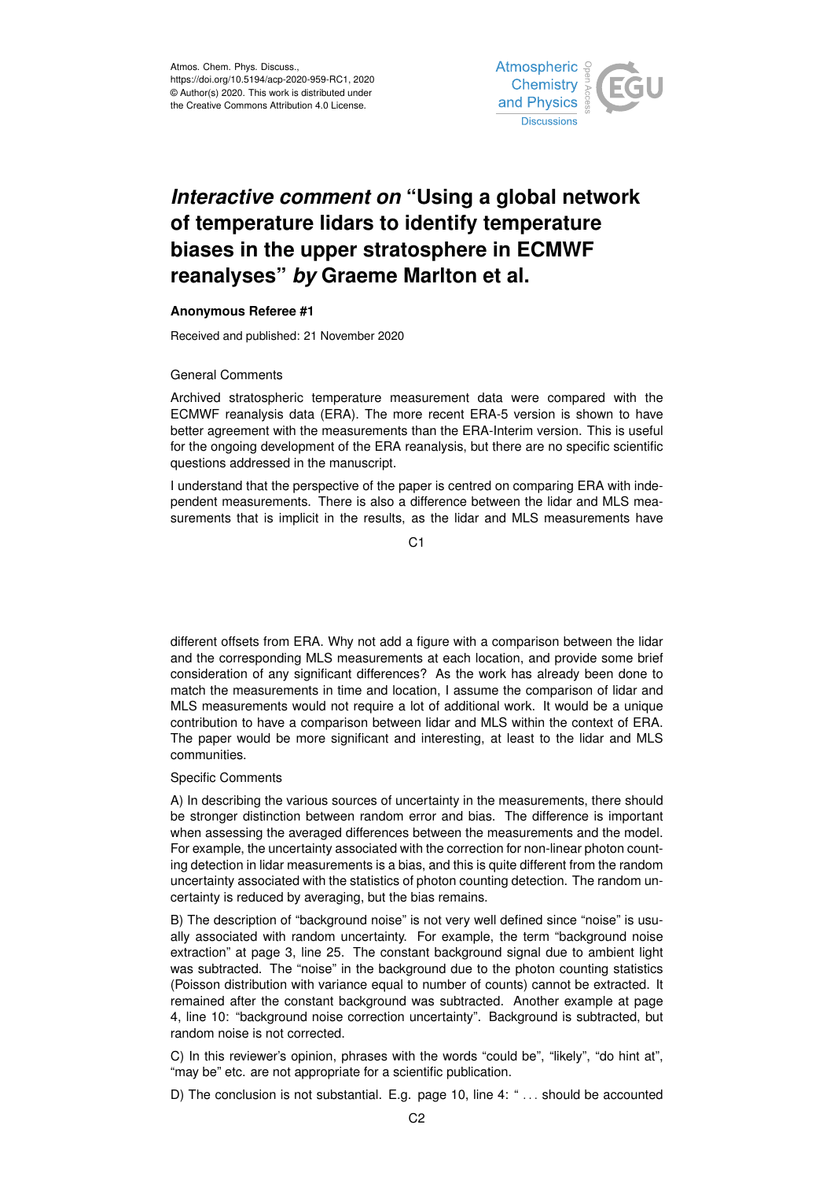Atmos. Chem. Phys. Discuss.,
https://doi.org/10.5194/acp-2020-959-RC1, 2020
© Author(s) 2020. This work is distributed under
the Creative Commons Attribution 4.0 License.

# *Interactive comment on* "Using a global network of temperature lidars to identify temperature biases in the upper stratosphere in ECMWF reanalyses" *by* Graeme Marlton et al.

**Anonymous Referee #1**

Received and published: 21 November 2020

General Comments

Archived stratospheric temperature measurement data were compared with the ECMWF reanalysis data (ERA). The more recent ERA-5 version is shown to have better agreement with the measurements than the ERA-Interim version. This is useful for the ongoing development of the ERA reanalysis, but there are no specific scientific questions addressed in the manuscript.

I understand that the perspective of the paper is centred on comparing ERA with independent measurements. There is also a difference between the lidar and MLS measurements that is implicit in the results, as the lidar and MLS measurements have different offsets from ERA. Why not add a figure with a comparison between the lidar and the corresponding MLS measurements at each location, and provide some brief consideration of any significant differences? As the work has already been done to match the measurements in time and location, I assume the comparison of lidar and MLS measurements would not require a lot of additional work. It would be a unique contribution to have a comparison between lidar and MLS within the context of ERA. The paper would be more significant and interesting, at least to the lidar and MLS communities.

Specific Comments

A) In describing the various sources of uncertainty in the measurements, there should be stronger distinction between random error and bias. The difference is important when assessing the averaged differences between the measurements and the model. For example, the uncertainty associated with the correction for non-linear photon counting detection in lidar measurements is a bias, and this is quite different from the random uncertainty associated with the statistics of photon counting detection. The random uncertainty is reduced by averaging, but the bias remains.

B) The description of "background noise" is not very well defined since "noise" is usually associated with random uncertainty. For example, the term "background noise extraction" at page 3, line 25. The constant background signal due to ambient light was subtracted. The "noise" in the background due to the photon counting statistics (Poisson distribution with variance equal to number of counts) cannot be extracted. It remained after the constant background was subtracted. Another example at page 4, line 10: "background noise correction uncertainty". Background is subtracted, but random noise is not corrected.

C) In this reviewer's opinion, phrases with the words "could be", "likely", "do hint at", "may be" etc. are not appropriate for a scientific publication.

D) The conclusion is not substantial. E.g. page 10, line 4: " . . . should be accounted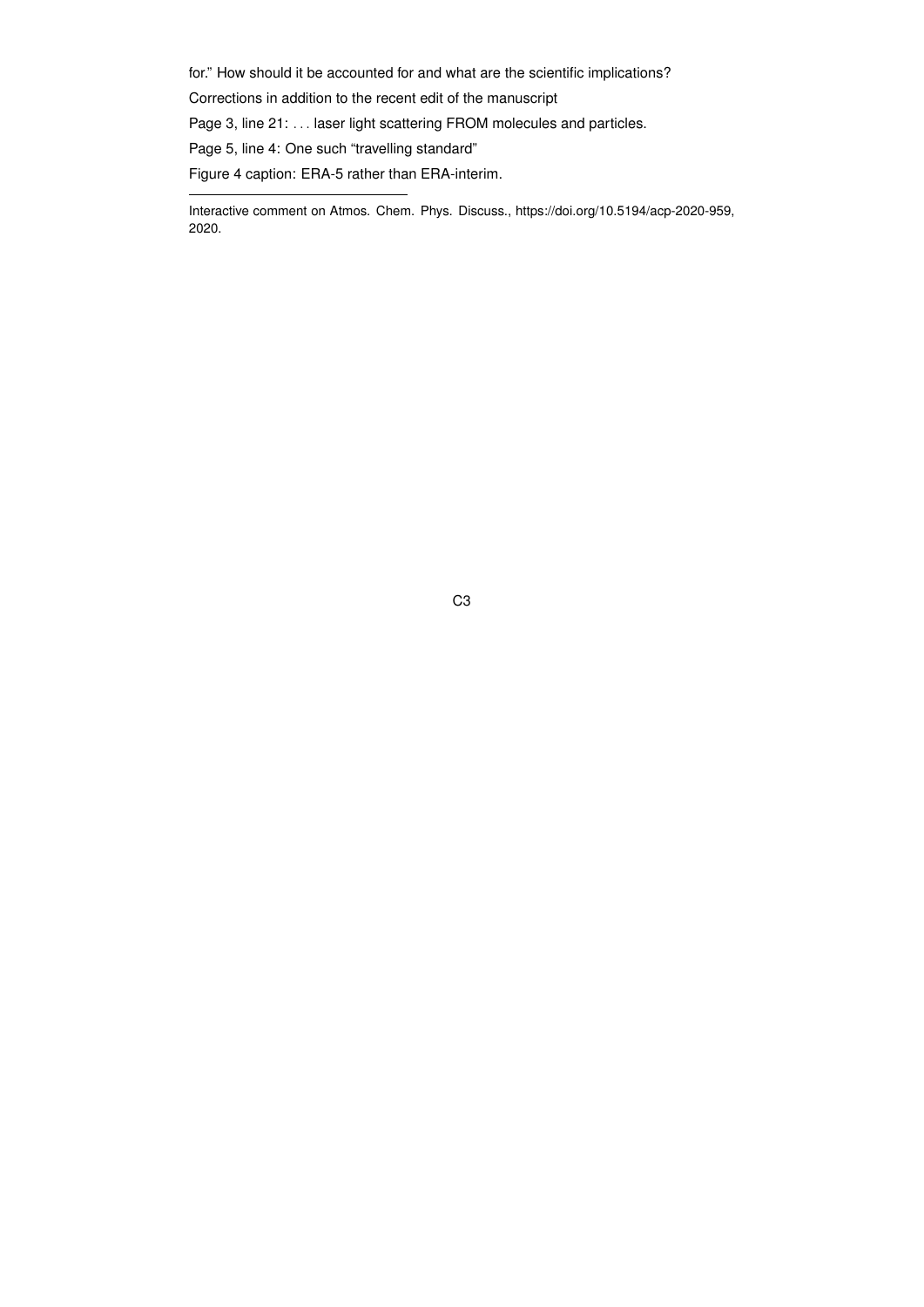for." How should it be accounted for and what are the scientific implications?

Corrections in addition to the recent edit of the manuscript

Page 3, line 21: . . . laser light scattering FROM molecules and particles.

Page 5, line 4: One such "travelling standard"

Figure 4 caption: ERA-5 rather than ERA-interim.

---

Interactive comment on Atmos. Chem. Phys. Discuss., https://doi.org/10.5194/acp-2020-959, 2020.